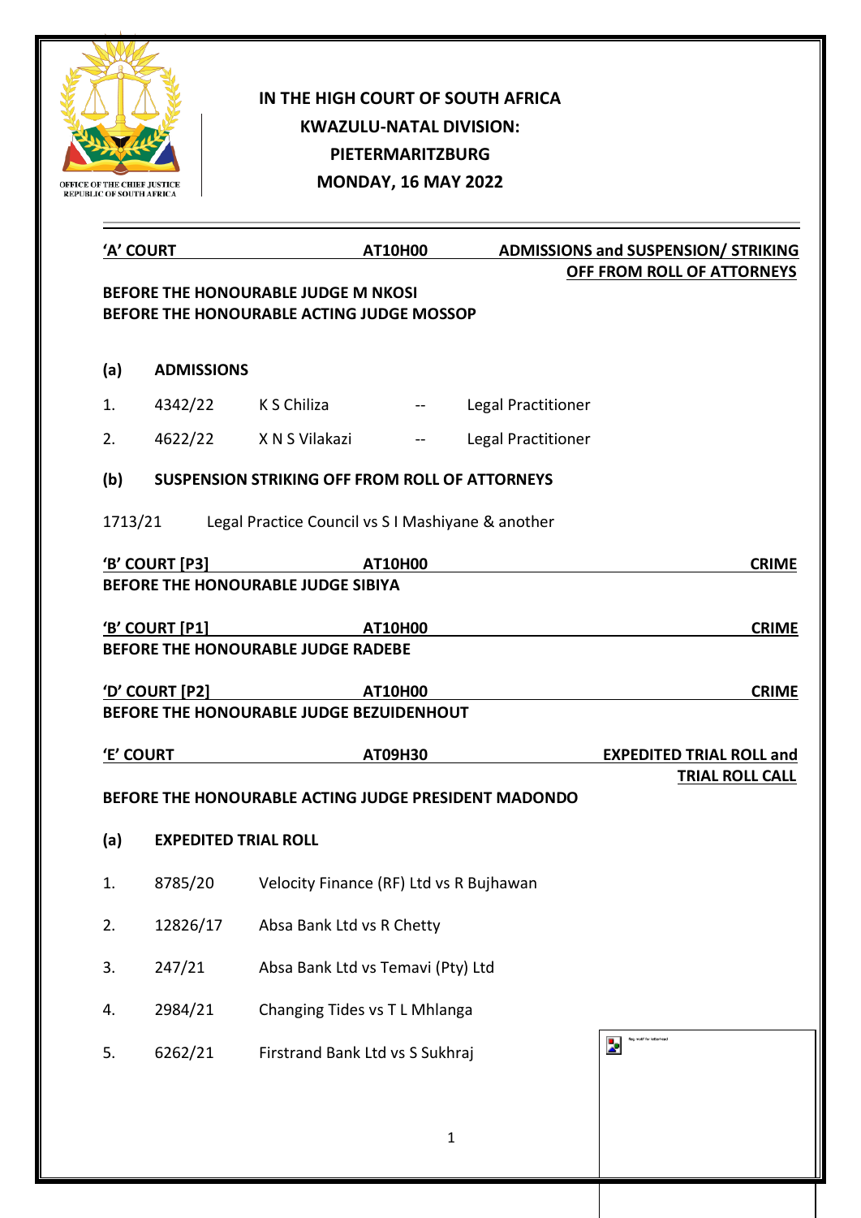**IN THE HIGH COURT OF SOUTH AFRICA**
**KWAZULU-NATAL DIVISION:**
**PIETERMARITZBURG**
**MONDAY, 16 MAY 2022**

OFFICE OF THE CHIEF JUSTICE
REPUBLIC OF SOUTH AFRICA

**'A' COURT** **AT10H00** **ADMISSIONS and SUSPENSION/ STRIKING OFF FROM ROLL OF ATTORNEYS**

**BEFORE THE HONOURABLE JUDGE M NKOSI**
**BEFORE THE HONOURABLE ACTING JUDGE MOSSOP**

**(a) ADMISSIONS**

| | | | | |
|---|---|---|---|---|
| 1. | 4342/22 | K S Chiliza | -- | Legal Practitioner |
| 2. | 4622/22 | X N S Vilakazi | -- | Legal Practitioner |

**(b) SUSPENSION STRIKING OFF FROM ROLL OF ATTORNEYS**

1713/21 Legal Practice Council vs S I Mashiyane & another

**'B' COURT [P3]** **AT10H00** **CRIME**
**BEFORE THE HONOURABLE JUDGE SIBIYA**

**'B' COURT [P1]** **AT10H00** **CRIME**
**BEFORE THE HONOURABLE JUDGE RADEBE**

**'D' COURT [P2]** **AT10H00** **CRIME**
**BEFORE THE HONOURABLE JUDGE BEZUIDENHOUT**

**'E' COURT** **AT09H30** **EXPEDITED TRIAL ROLL and TRIAL ROLL CALL**

**BEFORE THE HONOURABLE ACTING JUDGE PRESIDENT MADONDO**

**(a) EXPEDITED TRIAL ROLL**

| | | |
|---|---|---|
| 1. | 8785/20 | Velocity Finance (RF) Ltd vs R Bujhawan |
| 2. | 12826/17 | Absa Bank Ltd vs R Chetty |
| 3. | 247/21 | Absa Bank Ltd vs Temavi (Pty) Ltd |
| 4. | 2984/21 | Changing Tides vs T L Mhlanga |
| 5. | 6262/21 | Firstrand Bank Ltd vs S Sukhraj |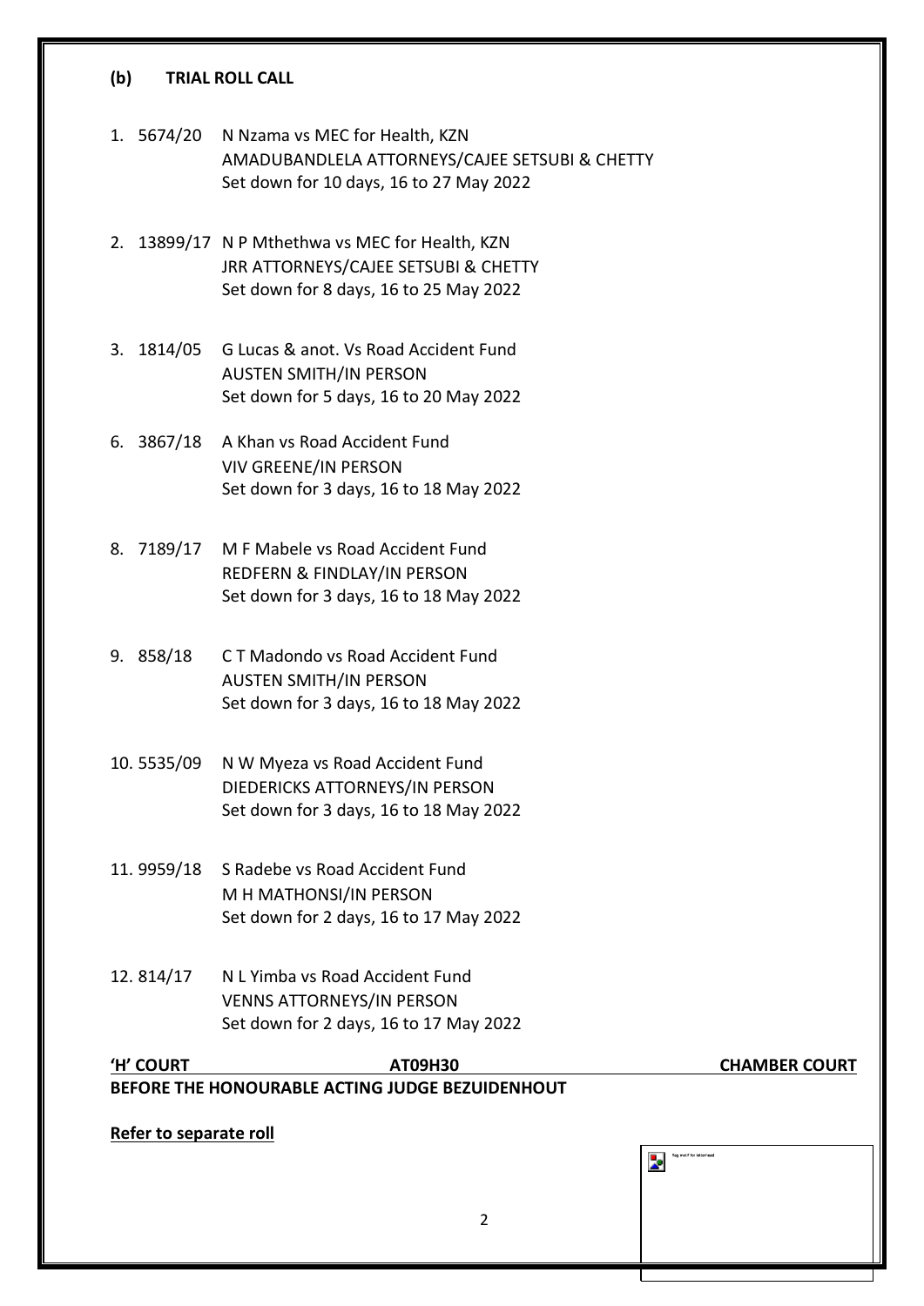**(b) TRIAL ROLL CALL**

1. 5674/20 N Nzama vs MEC for Health, KZN
   AMADUBANDLELA ATTORNEYS/CAJEE SETSUBI & CHETTY
   Set down for 10 days, 16 to 27 May 2022

2. 13899/17 N P Mthethwa vs MEC for Health, KZN
   JRR ATTORNEYS/CAJEE SETSUBI & CHETTY
   Set down for 8 days, 16 to 25 May 2022

3. 1814/05 G Lucas & anot. Vs Road Accident Fund
   AUSTEN SMITH/IN PERSON
   Set down for 5 days, 16 to 20 May 2022

6. 3867/18 A Khan vs Road Accident Fund
   VIV GREENE/IN PERSON
   Set down for 3 days, 16 to 18 May 2022

8. 7189/17 M F Mabele vs Road Accident Fund
   REDFERN & FINDLAY/IN PERSON
   Set down for 3 days, 16 to 18 May 2022

9. 858/18 C T Madondo vs Road Accident Fund
   AUSTEN SMITH/IN PERSON
   Set down for 3 days, 16 to 18 May 2022

10. 5535/09 N W Myeza vs Road Accident Fund
    DIEDERICKS ATTORNEYS/IN PERSON
    Set down for 3 days, 16 to 18 May 2022

11. 9959/18 S Radebe vs Road Accident Fund
    M H MATHONSI/IN PERSON
    Set down for 2 days, 16 to 17 May 2022

12. 814/17 N L Yimba vs Road Accident Fund
    VENNS ATTORNEYS/IN PERSON
    Set down for 2 days, 16 to 17 May 2022

**'H' COURT AT09H30 CHAMBER COURT**

**BEFORE THE HONOURABLE ACTING JUDGE BEZUIDENHOUT**

**Refer to separate roll**